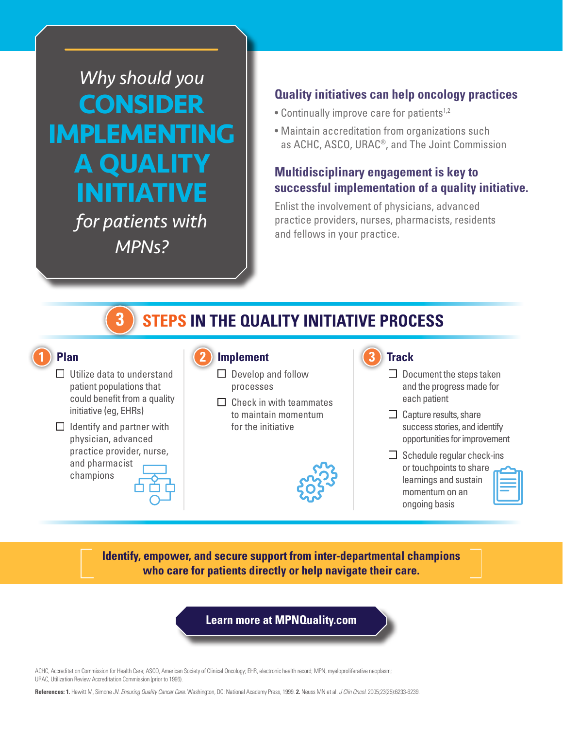# *Why should you* CONSIDER IMPLEMENTING A QUALITY INITIATIVE *for patients with MPNs?*

## Quality initiatives can help oncology practices

- Continually improve care for patients[1,2]
- Maintain accreditation from organizations such as ACHC, ASCO, URAC®, and The Joint Commission

## Multidisciplinary engagement is key to successful implementation of a quality initiative.

Enlist the involvement of physicians, advanced practice providers, nurses, pharmacists, residents and fellows in your practice.

## 3 STEPS IN THE QUALITY INITIATIVE PROCESS

### 1 Plan

- ☐ Utilize data to understand patient populations that could benefit from a quality initiative (eg, EHRs)
- ☐ Identify and partner with physician, advanced practice provider, nurse, and pharmacist champions

### 2 Implement

- ☐ Develop and follow processes
- ☐ Check in with teammates to maintain momentum for the initiative

### 3 Track

- ☐ Document the steps taken and the progress made for each patient
- ☐ Capture results, share success stories, and identify opportunities for improvement
- ☐ Schedule regular check-ins or touchpoints to share learnings and sustain momentum on an ongoing basis

**Identify, empower, and secure support from inter-departmental champions who care for patients directly or help navigate their care.**

**Learn more at MPNQuality.com**

ACHC, Accreditation Commission for Health Care; ASCO, American Society of Clinical Oncology; EHR, electronic health record; MPN, myeloproliferative neoplasm; URAC, Utilization Review Accreditation Commission (prior to 1996).

**References: 1.** Hewitt M, Simone JV. *Ensuring Quality Cancer Care.* Washington, DC: National Academy Press, 1999. **2.** Neuss MN et al. *J Clin Oncol.* 2005;23(25):6233-6239.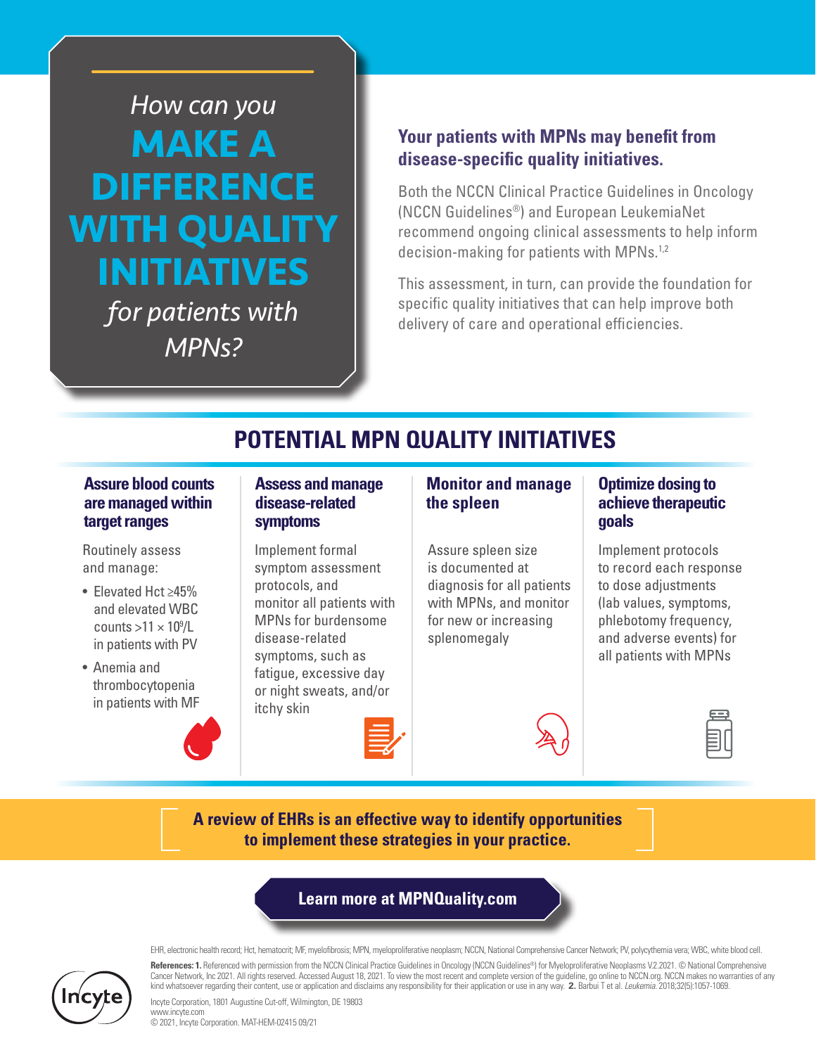# *How can you* MAKE A DIFFERENCE WITH QUALITY INITIATIVES *for patients with MPNs?*

### Your patients with MPNs may benefit from disease-specific quality initiatives.

Both the NCCN Clinical Practice Guidelines in Oncology (NCCN Guidelines®) and European LeukemiaNet recommend ongoing clinical assessments to help inform decision-making for patients with MPNs.[1,2]

This assessment, in turn, can provide the foundation for specific quality initiatives that can help improve both delivery of care and operational efficiencies.

## POTENTIAL MPN QUALITY INITIATIVES

### Assure blood counts are managed within target ranges

Routinely assess and manage:

- Elevated Hct ≥45% and elevated WBC counts >11 × $10^9$/L in patients with PV
- Anemia and thrombocytopenia in patients with MF

### Assess and manage disease-related symptoms

Implement formal symptom assessment protocols, and monitor all patients with MPNs for burdensome disease-related symptoms, such as fatigue, excessive day or night sweats, and/or itchy skin

### Monitor and manage the spleen

Assure spleen size is documented at diagnosis for all patients with MPNs, and monitor for new or increasing splenomegaly

### Optimize dosing to achieve therapeutic goals

Implement protocols to record each response to dose adjustments (lab values, symptoms, phlebotomy frequency, and adverse events) for all patients with MPNs

**A review of EHRs is an effective way to identify opportunities to implement these strategies in your practice.**

**Learn more at MPNQuality.com**

EHR, electronic health record; Hct, hematocrit; MF, myelofibrosis; MPN, myeloproliferative neoplasm; NCCN, National Comprehensive Cancer Network; PV, polycythemia vera; WBC, white blood cell.

**References: 1.** Referenced with permission from the NCCN Clinical Practice Guidelines in Oncology (NCCN Guidelines®) for Myeloproliferative Neoplasms V.2.2021. © National Comprehensive Cancer Network, Inc 2021. All rights reserved. Accessed August 18, 2021. To view the most recent and complete version of the guideline, go online to NCCN.org. NCCN makes no warranties of any kind whatsoever regarding their content, use or application and disclaims any responsibility for their application or use in any way. **2.** Barbui T et al. *Leukemia.* 2018;32(5):1057-1069.

Incyte

Incyte Corporation, 1801 Augustine Cut-off, Wilmington, DE 19803
www.incyte.com
© 2021, Incyte Corporation. MAT-HEM-02415 09/21